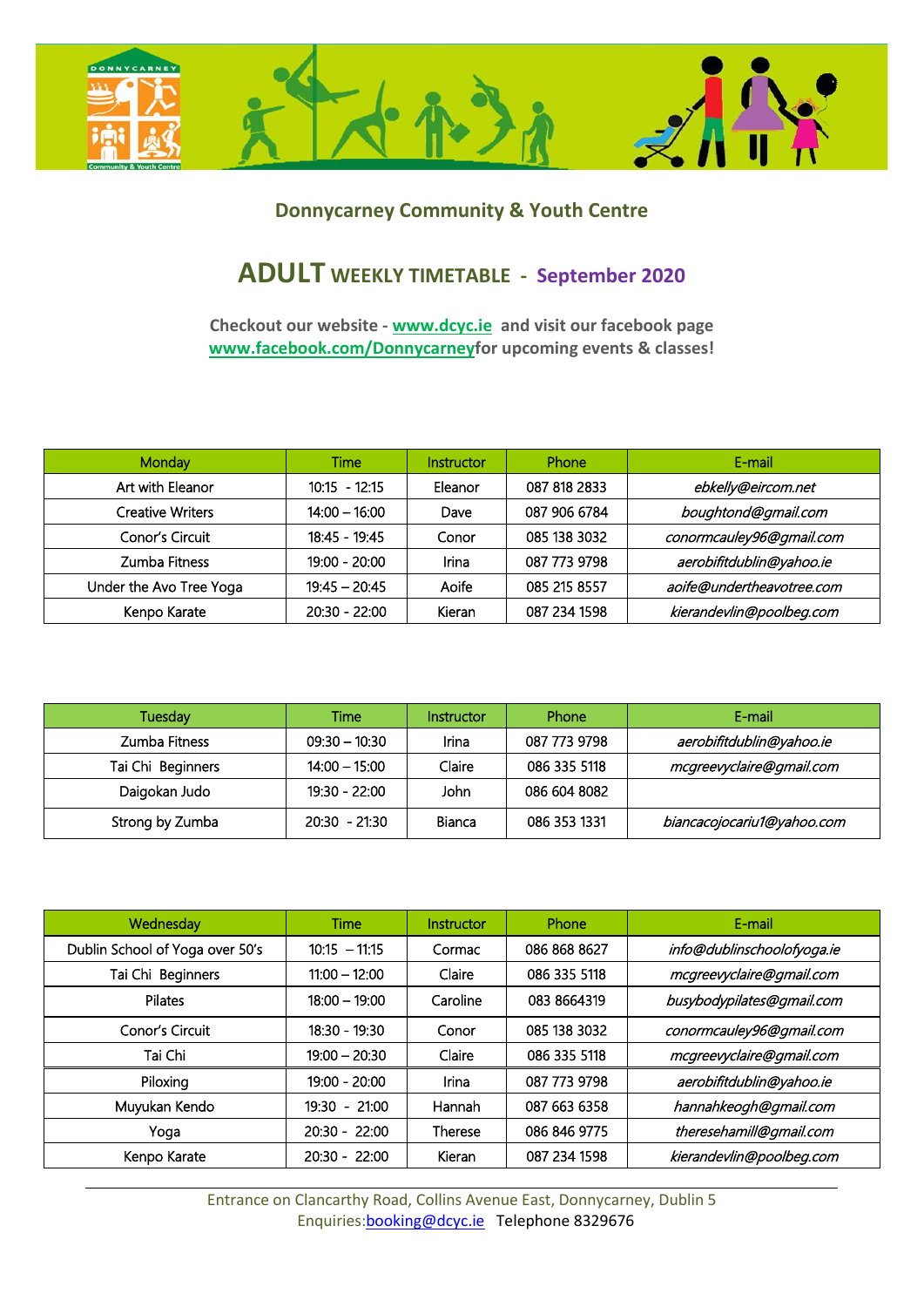## Donnycarney Community & Youth Centre

# ADULT WEEKLY TIMETABLE - September 2020

**Checkout our website - www.dcyc.ie and visit our facebook page www.facebook.com/Donnycarneyfor upcoming events & classes!**

| Monday | Time | Instructor | Phone | E-mail |
|---|---|---|---|---|
| Art with Eleanor | 10:15 - 12:15 | Eleanor | 087 818 2833 | *ebkelly@eircom.net* |
| Creative Writers | 14:00 – 16:00 | Dave | 087 906 6784 | *boughtond@gmail.com* |
| Conor's Circuit | 18:45 - 19:45 | Conor | 085 138 3032 | *conormcauley96@gmail.com* |
| Zumba Fitness | 19:00 - 20:00 | Irina | 087 773 9798 | *aerobifitdublin@yahoo.ie* |
| Under the Avo Tree Yoga | 19:45 – 20:45 | Aoife | 085 215 8557 | *aoife@undertheavotree.com* |
| Kenpo Karate | 20:30 - 22:00 | Kieran | 087 234 1598 | *kierandevlin@poolbeg.com* |

| Tuesday | Time | Instructor | Phone | E-mail |
|---|---|---|---|---|
| Zumba Fitness | 09:30 – 10:30 | Irina | 087 773 9798 | *aerobifitdublin@yahoo.ie* |
| Tai Chi Beginners | 14:00 – 15:00 | Claire | 086 335 5118 | *mcgreevyclaire@gmail.com* |
| Daigokan Judo | 19:30 - 22:00 | John | 086 604 8082 | |
| Strong by Zumba | 20:30 - 21:30 | Bianca | 086 353 1331 | *biancacojocariu1@yahoo.com* |

| Wednesday | Time | Instructor | Phone | E-mail |
|---|---|---|---|---|
| Dublin School of Yoga over 50's | 10:15 – 11:15 | Cormac | 086 868 8627 | *info@dublinschoolofyoga.ie* |
| Tai Chi Beginners | 11:00 – 12:00 | Claire | 086 335 5118 | *mcgreevyclaire@gmail.com* |
| Pilates | 18:00 – 19:00 | Caroline | 083 8664319 | *busybodypilates@gmail.com* |
| Conor's Circuit | 18:30 - 19:30 | Conor | 085 138 3032 | *conormcauley96@gmail.com* |
| Tai Chi | 19:00 – 20:30 | Claire | 086 335 5118 | *mcgreevyclaire@gmail.com* |
| Piloxing | 19:00 - 20:00 | Irina | 087 773 9798 | *aerobifitdublin@yahoo.ie* |
| Muyukan Kendo | 19:30 - 21:00 | Hannah | 087 663 6358 | *hannahkeogh@gmail.com* |
| Yoga | 20:30 - 22:00 | Therese | 086 846 9775 | *theresehamill@gmail.com* |
| Kenpo Karate | 20:30 - 22:00 | Kieran | 087 234 1598 | *kierandevlin@poolbeg.com* |

Entrance on Clancarthy Road, Collins Avenue East, Donnycarney, Dublin 5
Enquiries:booking@dcyc.ie Telephone 8329676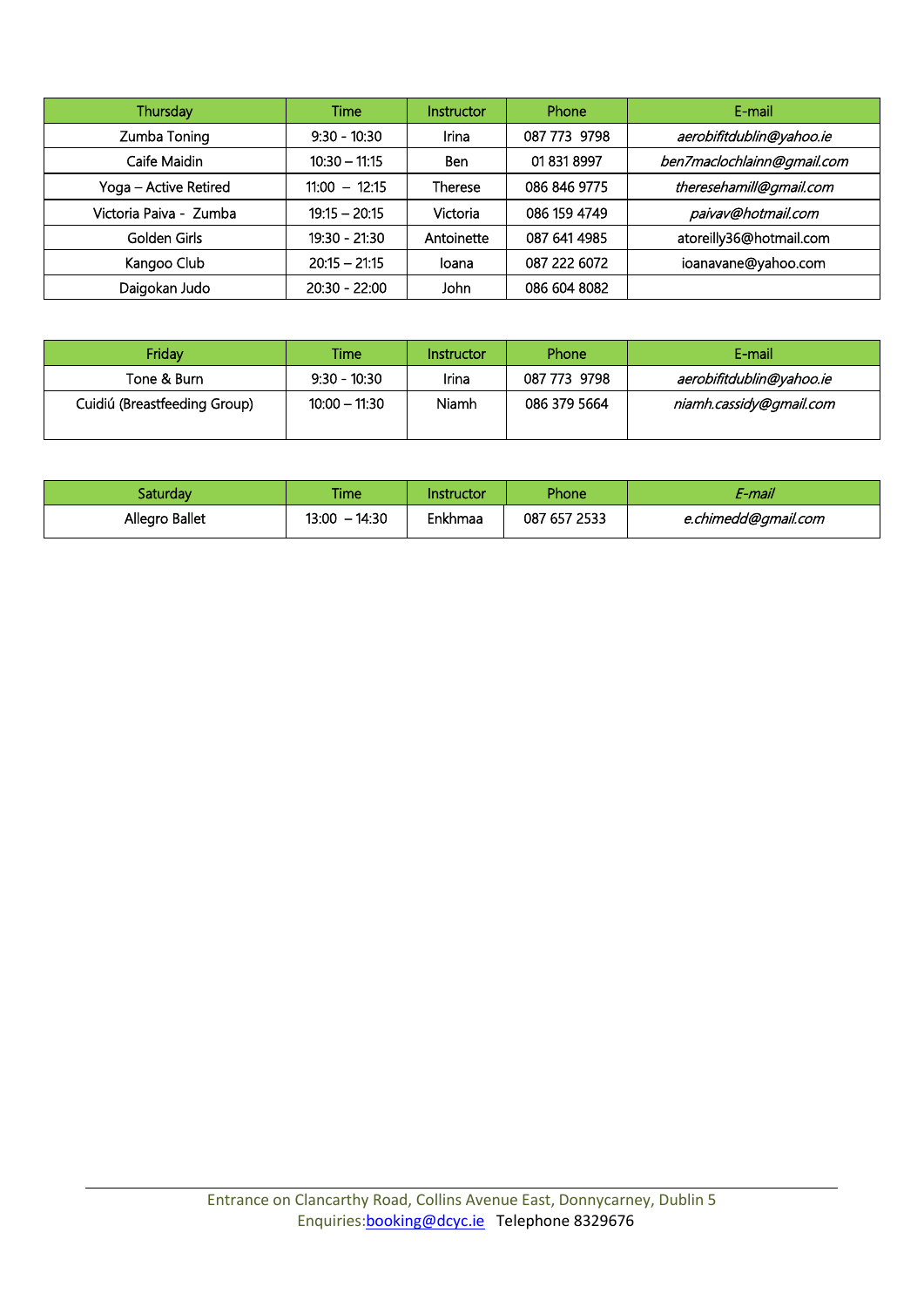| Thursday | Time | Instructor | Phone | E-mail |
|---|---|---|---|---|
| Zumba Toning | 9:30 - 10:30 | Irina | 087 773  9798 | *aerobifitdublin@yahoo.ie* |
| Caife Maidin | 10:30 – 11:15 | Ben | 01 831 8997 | *ben7maclochlainn@gmail.com* |
| Yoga – Active Retired | 11:00  –  12:15 | Therese | 086 846 9775 | *theresehamill@gmail.com* |
| Victoria Paiva -  Zumba | 19:15 – 20:15 | Victoria | 086 159 4749 | *paivav@hotmail.com* |
| Golden Girls | 19:30 - 21:30 | Antoinette | 087 641 4985 | atoreilly36@hotmail.com |
| Kangoo Club | 20:15 – 21:15 | Ioana | 087 222 6072 | ioanavane@yahoo.com |
| Daigokan Judo | 20:30 - 22:00 | John | 086 604 8082 | |

| Friday | Time | Instructor | Phone | E-mail |
|---|---|---|---|---|
| Tone & Burn | 9:30 - 10:30 | Irina | 087 773  9798 | *aerobifitdublin@yahoo.ie* |
| Cuidiú (Breastfeeding Group) | 10:00 – 11:30 | Niamh | 086 379 5664 | *niamh.cassidy@gmail.com* |

| Saturday | Time | Instructor | Phone | *E-mail* |
|---|---|---|---|---|
| Allegro Ballet | 13:00  – 14:30 | Enkhmaa | 087 657 2533 | *e.chimedd@gmail.com* |

Entrance on Clancarthy Road, Collins Avenue East, Donnycarney, Dublin 5
Enquiries:booking@dcyc.ie   Telephone 8329676